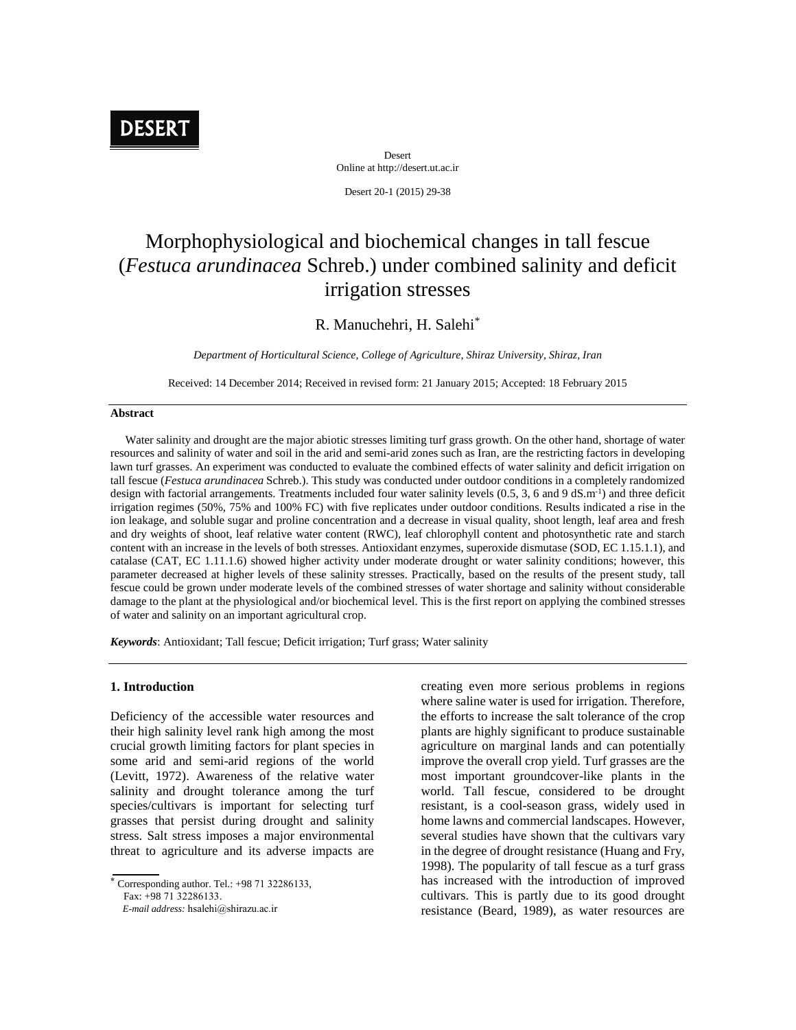# Morphophysiological and biochemical changes in tall fescue (*Festuca arundinacea* Schreb.) under combined salinity and deficit irrigation stresses

R. Manuchehri, H. Salehi*

*Department of Horticultural Science, College of Agriculture, Shiraz University, Shiraz, Iran*

Received: 14 December 2014; Received in revised form: 21 January 2015; Accepted: 18 February 2015

## Abstract

Water salinity and drought are the major abiotic stresses limiting turf grass growth. On the other hand, shortage of water resources and salinity of water and soil in the arid and semi-arid zones such as Iran, are the restricting factors in developing lawn turf grasses. An experiment was conducted to evaluate the combined effects of water salinity and deficit irrigation on tall fescue (*Festuca arundinacea* Schreb.). This study was conducted under outdoor conditions in a completely randomized design with factorial arrangements. Treatments included four water salinity levels (0.5, 3, 6 and 9 dS.m$^{-1}$) and three deficit irrigation regimes (50%, 75% and 100% FC) with five replicates under outdoor conditions. Results indicated a rise in the ion leakage, and soluble sugar and proline concentration and a decrease in visual quality, shoot length, leaf area and fresh and dry weights of shoot, leaf relative water content (RWC), leaf chlorophyll content and photosynthetic rate and starch content with an increase in the levels of both stresses. Antioxidant enzymes, superoxide dismutase (SOD, EC 1.15.1.1), and catalase (CAT, EC 1.11.1.6) showed higher activity under moderate drought or water salinity conditions; however, this parameter decreased at higher levels of these salinity stresses. Practically, based on the results of the present study, tall fescue could be grown under moderate levels of the combined stresses of water shortage and salinity without considerable damage to the plant at the physiological and/or biochemical level. This is the first report on applying the combined stresses of water and salinity on an important agricultural crop.

***Keywords***: Antioxidant; Tall fescue; Deficit irrigation; Turf grass; Water salinity

## 1. Introduction

Deficiency of the accessible water resources and their high salinity level rank high among the most crucial growth limiting factors for plant species in some arid and semi-arid regions of the world (Levitt, 1972). Awareness of the relative water salinity and drought tolerance among the turf species/cultivars is important for selecting turf grasses that persist during drought and salinity stress. Salt stress imposes a major environmental threat to agriculture and its adverse impacts are creating even more serious problems in regions where saline water is used for irrigation. Therefore, the efforts to increase the salt tolerance of the crop plants are highly significant to produce sustainable agriculture on marginal lands and can potentially improve the overall crop yield. Turf grasses are the most important groundcover-like plants in the world. Tall fescue, considered to be drought resistant, is a cool-season grass, widely used in home lawns and commercial landscapes. However, several studies have shown that the cultivars vary in the degree of drought resistance (Huang and Fry, 1998). The popularity of tall fescue as a turf grass has increased with the introduction of improved cultivars. This is partly due to its good drought resistance (Beard, 1989), as water resources are

---

* Corresponding author. Tel.: +98 71 32286133, Fax: +98 71 32286133.
*E-mail address:* hsalehi@shirazu.ac.ir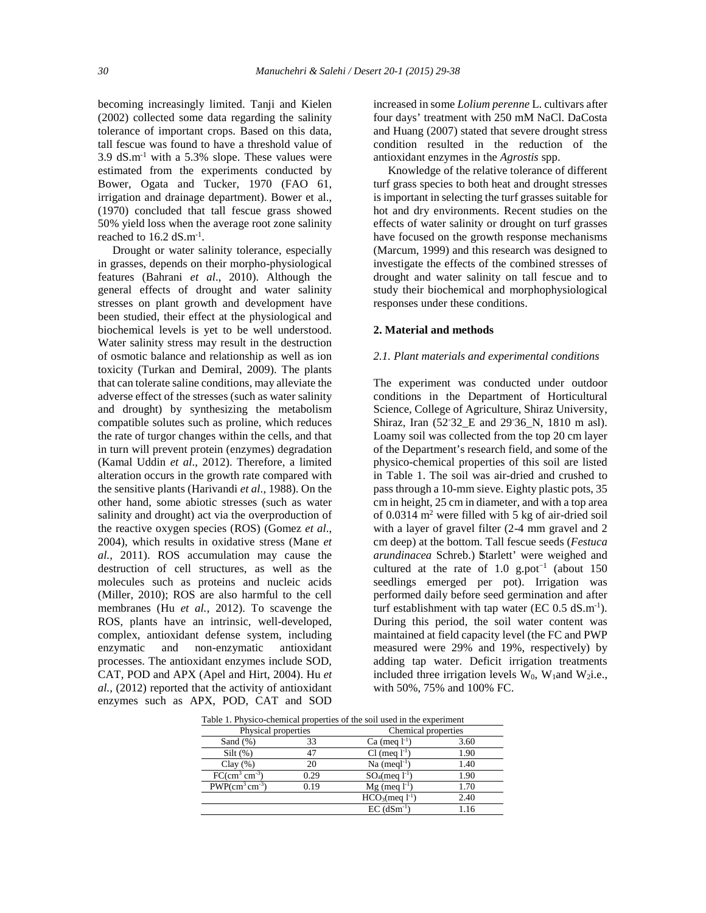becoming increasingly limited. Tanji and Kielen (2002) collected some data regarding the salinity tolerance of important crops. Based on this data, tall fescue was found to have a threshold value of 3.9 $dS.m^{-1}$ with a 5.3% slope. These values were estimated from the experiments conducted by Bower, Ogata and Tucker, 1970 (FAO 61, irrigation and drainage department). Bower et al., (1970) concluded that tall fescue grass showed 50% yield loss when the average root zone salinity reached to 16.2 $dS.m^{-1}$.

Drought or water salinity tolerance, especially in grasses, depends on their morpho-physiological features (Bahrani *et al*., 2010). Although the general effects of drought and water salinity stresses on plant growth and development have been studied, their effect at the physiological and biochemical levels is yet to be well understood. Water salinity stress may result in the destruction of osmotic balance and relationship as well as ion toxicity (Turkan and Demiral, 2009). The plants that can tolerate saline conditions, may alleviate the adverse effect of the stresses (such as water salinity and drought) by synthesizing the metabolism compatible solutes such as proline, which reduces the rate of turgor changes within the cells, and that in turn will prevent protein (enzymes) degradation (Kamal Uddin *et al*., 2012). Therefore, a limited alteration occurs in the growth rate compared with the sensitive plants (Harivandi *et al*., 1988). On the other hand, some abiotic stresses (such as water salinity and drought) act via the overproduction of the reactive oxygen species (ROS) (Gomez *et al*., 2004), which results in oxidative stress (Mane *et al.*, 2011). ROS accumulation may cause the destruction of cell structures, as well as the molecules such as proteins and nucleic acids (Miller, 2010); ROS are also harmful to the cell membranes (Hu *et al.*, 2012). To scavenge the ROS, plants have an intrinsic, well-developed, complex, antioxidant defense system, including enzymatic and non-enzymatic antioxidant processes. The antioxidant enzymes include SOD, CAT, POD and APX (Apel and Hirt, 2004). Hu *et al.,* (2012) reported that the activity of antioxidant enzymes such as APX, POD, CAT and SOD increased in some *Lolium perenne* L. cultivars after four days' treatment with 250 mM NaCl. DaCosta and Huang (2007) stated that severe drought stress condition resulted in the reduction of the antioxidant enzymes in the *Agrostis* spp.

Knowledge of the relative tolerance of different turf grass species to both heat and drought stresses is important in selecting the turf grasses suitable for hot and dry environments. Recent studies on the effects of water salinity or drought on turf grasses have focused on the growth response mechanisms (Marcum, 1999) and this research was designed to investigate the effects of the combined stresses of drought and water salinity on tall fescue and to study their biochemical and morphophysiological responses under these conditions.

## 2. Material and methods

### *2.1. Plant materials and experimental conditions*

The experiment was conducted under outdoor conditions in the Department of Horticultural Science, College of Agriculture, Shiraz University, Shiraz, Iran (52°32_E and 29°36_N, 1810 m asl). Loamy soil was collected from the top 20 cm layer of the Department's research field, and some of the physico-chemical properties of this soil are listed in Table 1. The soil was air-dried and crushed to pass through a 10-mm sieve. Eighty plastic pots, 35 cm in height, 25 cm in diameter, and with a top area of 0.0314 $m^2$ were filled with 5 kg of air-dried soil with a layer of gravel filter (2-4 mm gravel and 2 cm deep) at the bottom. Tall fescue seeds (*Festuca arundinacea* Schreb.) 'Starlett' were weighed and cultured at the rate of 1.0 $g.pot^{-1}$ (about 150 seedlings emerged per pot). Irrigation was performed daily before seed germination and after turf establishment with tap water (EC 0.5 $dS.m^{-1}$). During this period, the soil water content was maintained at field capacity level (the FC and PWP measured were 29% and 19%, respectively) by adding tap water. Deficit irrigation treatments included three irrigation levels $W_0$, $W_1$ and $W_2$ i.e., with 50%, 75% and 100% FC.

Table 1. Physico-chemical properties of the soil used in the experiment

| Physical properties | | Chemical properties | |
|---|---|---|---|
| Sand (%) | 33 | Ca (meq $l^{-1}$) | 3.60 |
| Silt (%) | 47 | Cl (meq $l^{-1}$) | 1.90 |
| Clay (%) | 20 | Na (meq$l^{-1}$) | 1.40 |
| FC($cm^3$ $cm^{-3}$) | 0.29 | $SO_4$(meq $l^{-1}$) | 1.90 |
| PWP($cm^3$ $cm^{-3}$) | 0.19 | Mg (meq $l^{-1}$) | 1.70 |
| | | $HCO_3$(meq $l^{-1}$) | 2.40 |
| | | EC ($dSm^{-1}$) | 1.16 |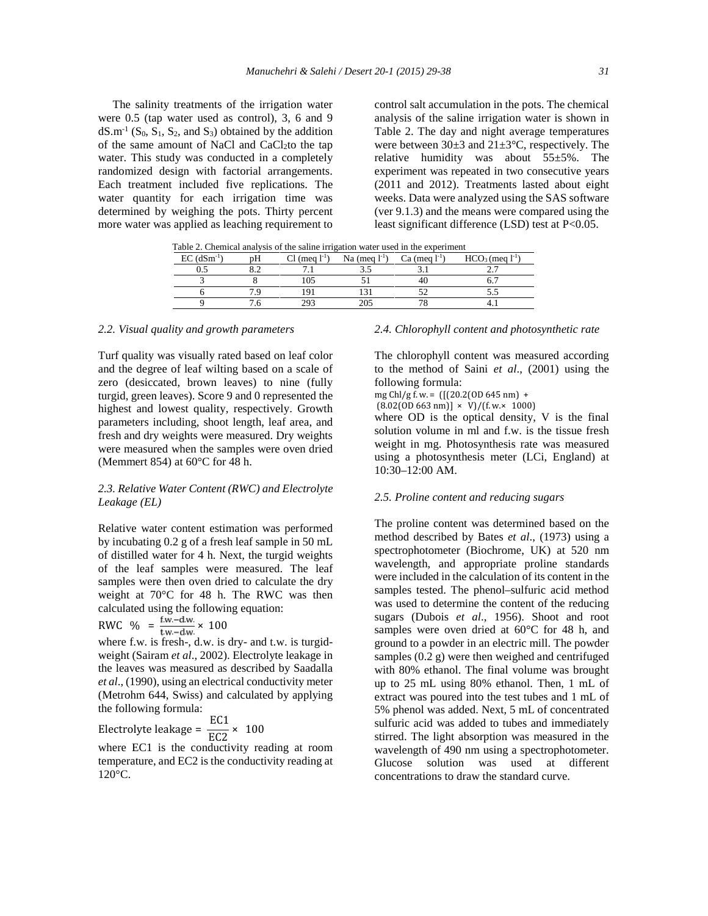The salinity treatments of the irrigation water were 0.5 (tap water used as control), 3, 6 and 9 $dS.m^{-1}$ ($S_0$, $S_1$, $S_2$, and $S_3$) obtained by the addition of the same amount of NaCl and $CaCl_2$to the tap water. This study was conducted in a completely randomized design with factorial arrangements. Each treatment included five replications. The water quantity for each irrigation time was determined by weighing the pots. Thirty percent more water was applied as leaching requirement to control salt accumulation in the pots. The chemical analysis of the saline irrigation water is shown in Table 2. The day and night average temperatures were between 30±3 and 21±3°C, respectively. The relative humidity was about 55±5%. The experiment was repeated in two consecutive years (2011 and 2012). Treatments lasted about eight weeks. Data were analyzed using the SAS software (ver 9.1.3) and the means were compared using the least significant difference (LSD) test at P<0.05.

Table 2. Chemical analysis of the saline irrigation water used in the experiment

| EC ($dSm^{-1}$) | pH | Cl (meq $l^{-1}$) | Na (meq $l^{-1}$) | Ca (meq $l^{-1}$) | $HCO_3$ (meq $l^{-1}$) |
|---|---|---|---|---|---|
| 0.5 | 8.2 | 7.1 | 3.5 | 3.1 | 2.7 |
| 3 | 8 | 105 | 51 | 40 | 6.7 |
| 6 | 7.9 | 191 | 131 | 52 | 5.5 |
| 9 | 7.6 | 293 | 205 | 78 | 4.1 |

### *2.2. Visual quality and growth parameters*

Turf quality was visually rated based on leaf color and the degree of leaf wilting based on a scale of zero (desiccated, brown leaves) to nine (fully turgid, green leaves). Score 9 and 0 represented the highest and lowest quality, respectively. Growth parameters including, shoot length, leaf area, and fresh and dry weights were measured. Dry weights were measured when the samples were oven dried (Memmert 854) at 60°C for 48 h.

### *2.3. Relative Water Content (RWC) and Electrolyte Leakage (EL)*

Relative water content estimation was performed by incubating 0.2 g of a fresh leaf sample in 50 mL of distilled water for 4 h. Next, the turgid weights of the leaf samples were measured. The leaf samples were then oven dried to calculate the dry weight at 70°C for 48 h. The RWC was then calculated using the following equation:

$$RWC \ \% = \frac{f.w. - d.w.}{t.w. - d.w.} \times 100$$

where f.w. is fresh-, d.w. is dry- and t.w. is turgid-weight (Sairam *et al*., 2002). Electrolyte leakage in the leaves was measured as described by Saadalla *et al*., (1990), using an electrical conductivity meter (Metrohm 644, Swiss) and calculated by applying the following formula:

$$\text{Electrolyte leakage} = \frac{EC1}{EC2} \times 100$$

where EC1 is the conductivity reading at room temperature, and EC2 is the conductivity reading at 120°C.

### *2.4. Chlorophyll content and photosynthetic rate*

The chlorophyll content was measured according to the method of Saini *et al*., (2001) using the following formula:

$$\text{mg Chl/g f.w.} = ([(20.2(\text{OD } 645 \text{ nm}) + (8.02(\text{OD } 663 \text{ nm})] \times V)/(\text{f.w.} \times 1000)$$

where OD is the optical density, V is the final solution volume in ml and f.w. is the tissue fresh weight in mg. Photosynthesis rate was measured using a photosynthesis meter (LCi, England) at 10:30–12:00 AM.

### *2.5. Proline content and reducing sugars*

The proline content was determined based on the method described by Bates *et al*., (1973) using a spectrophotometer (Biochrome, UK) at 520 nm wavelength, and appropriate proline standards were included in the calculation of its content in the samples tested. The phenol–sulfuric acid method was used to determine the content of the reducing sugars (Dubois *et al*., 1956). Shoot and root samples were oven dried at 60°C for 48 h, and ground to a powder in an electric mill. The powder samples (0.2 g) were then weighed and centrifuged with 80% ethanol. The final volume was brought up to 25 mL using 80% ethanol. Then, 1 mL of extract was poured into the test tubes and 1 mL of 5% phenol was added. Next, 5 mL of concentrated sulfuric acid was added to tubes and immediately stirred. The light absorption was measured in the wavelength of 490 nm using a spectrophotometer. Glucose solution was used at different concentrations to draw the standard curve.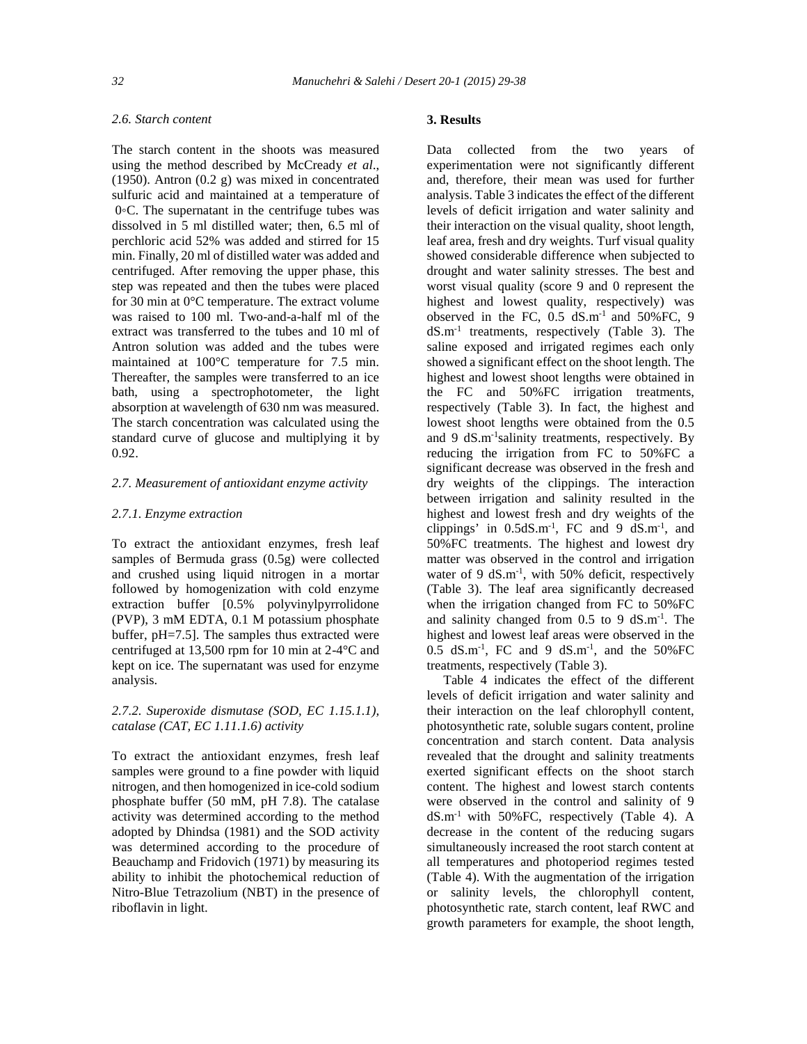### 2.6. Starch content

The starch content in the shoots was measured using the method described by McCready *et al*., (1950). Antron (0.2 g) was mixed in concentrated sulfuric acid and maintained at a temperature of 0◦C. The supernatant in the centrifuge tubes was dissolved in 5 ml distilled water; then, 6.5 ml of perchloric acid 52% was added and stirred for 15 min. Finally, 20 ml of distilled water was added and centrifuged. After removing the upper phase, this step was repeated and then the tubes were placed for 30 min at 0°C temperature. The extract volume was raised to 100 ml. Two-and-a-half ml of the extract was transferred to the tubes and 10 ml of Antron solution was added and the tubes were maintained at 100°C temperature for 7.5 min. Thereafter, the samples were transferred to an ice bath, using a spectrophotometer, the light absorption at wavelength of 630 nm was measured. The starch concentration was calculated using the standard curve of glucose and multiplying it by 0.92.

### 2.7. Measurement of antioxidant enzyme activity

#### 2.7.1. Enzyme extraction

To extract the antioxidant enzymes, fresh leaf samples of Bermuda grass (0.5g) were collected and crushed using liquid nitrogen in a mortar followed by homogenization with cold enzyme extraction buffer [0.5% polyvinylpyrrolidone (PVP), 3 mM EDTA, 0.1 M potassium phosphate buffer, pH=7.5]. The samples thus extracted were centrifuged at 13,500 rpm for 10 min at 2-4°C and kept on ice. The supernatant was used for enzyme analysis.

#### 2.7.2. Superoxide dismutase (SOD, EC 1.15.1.1), catalase (CAT, EC 1.11.1.6) activity

To extract the antioxidant enzymes, fresh leaf samples were ground to a fine powder with liquid nitrogen, and then homogenized in ice-cold sodium phosphate buffer (50 mM, pH 7.8). The catalase activity was determined according to the method adopted by Dhindsa (1981) and the SOD activity was determined according to the procedure of Beauchamp and Fridovich (1971) by measuring its ability to inhibit the photochemical reduction of Nitro-Blue Tetrazolium (NBT) in the presence of riboflavin in light.

## 3. Results

Data collected from the two years of experimentation were not significantly different and, therefore, their mean was used for further analysis. Table 3 indicates the effect of the different levels of deficit irrigation and water salinity and their interaction on the visual quality, shoot length, leaf area, fresh and dry weights. Turf visual quality showed considerable difference when subjected to drought and water salinity stresses. The best and worst visual quality (score 9 and 0 represent the highest and lowest quality, respectively) was observed in the FC, 0.5 $dS.m^{-1}$ and 50%FC, 9 $dS.m^{-1}$ treatments, respectively (Table 3). The saline exposed and irrigated regimes each only showed a significant effect on the shoot length. The highest and lowest shoot lengths were obtained in the FC and 50%FC irrigation treatments, respectively (Table 3). In fact, the highest and lowest shoot lengths were obtained from the 0.5 and 9 $dS.m^{-1}$salinity treatments, respectively. By reducing the irrigation from FC to 50%FC a significant decrease was observed in the fresh and dry weights of the clippings. The interaction between irrigation and salinity resulted in the highest and lowest fresh and dry weights of the clippings' in 0.5$dS.m^{-1}$, FC and 9 $dS.m^{-1}$, and 50%FC treatments. The highest and lowest dry matter was observed in the control and irrigation water of 9 $dS.m^{-1}$, with 50% deficit, respectively (Table 3). The leaf area significantly decreased when the irrigation changed from FC to 50%FC and salinity changed from 0.5 to 9 $dS.m^{-1}$. The highest and lowest leaf areas were observed in the 0.5 $dS.m^{-1}$, FC and 9 $dS.m^{-1}$, and the 50%FC treatments, respectively (Table 3).

Table 4 indicates the effect of the different levels of deficit irrigation and water salinity and their interaction on the leaf chlorophyll content, photosynthetic rate, soluble sugars content, proline concentration and starch content. Data analysis revealed that the drought and salinity treatments exerted significant effects on the shoot starch content. The highest and lowest starch contents were observed in the control and salinity of 9 $dS.m^{-1}$ with 50%FC, respectively (Table 4). A decrease in the content of the reducing sugars simultaneously increased the root starch content at all temperatures and photoperiod regimes tested (Table 4). With the augmentation of the irrigation or salinity levels, the chlorophyll content, photosynthetic rate, starch content, leaf RWC and growth parameters for example, the shoot length,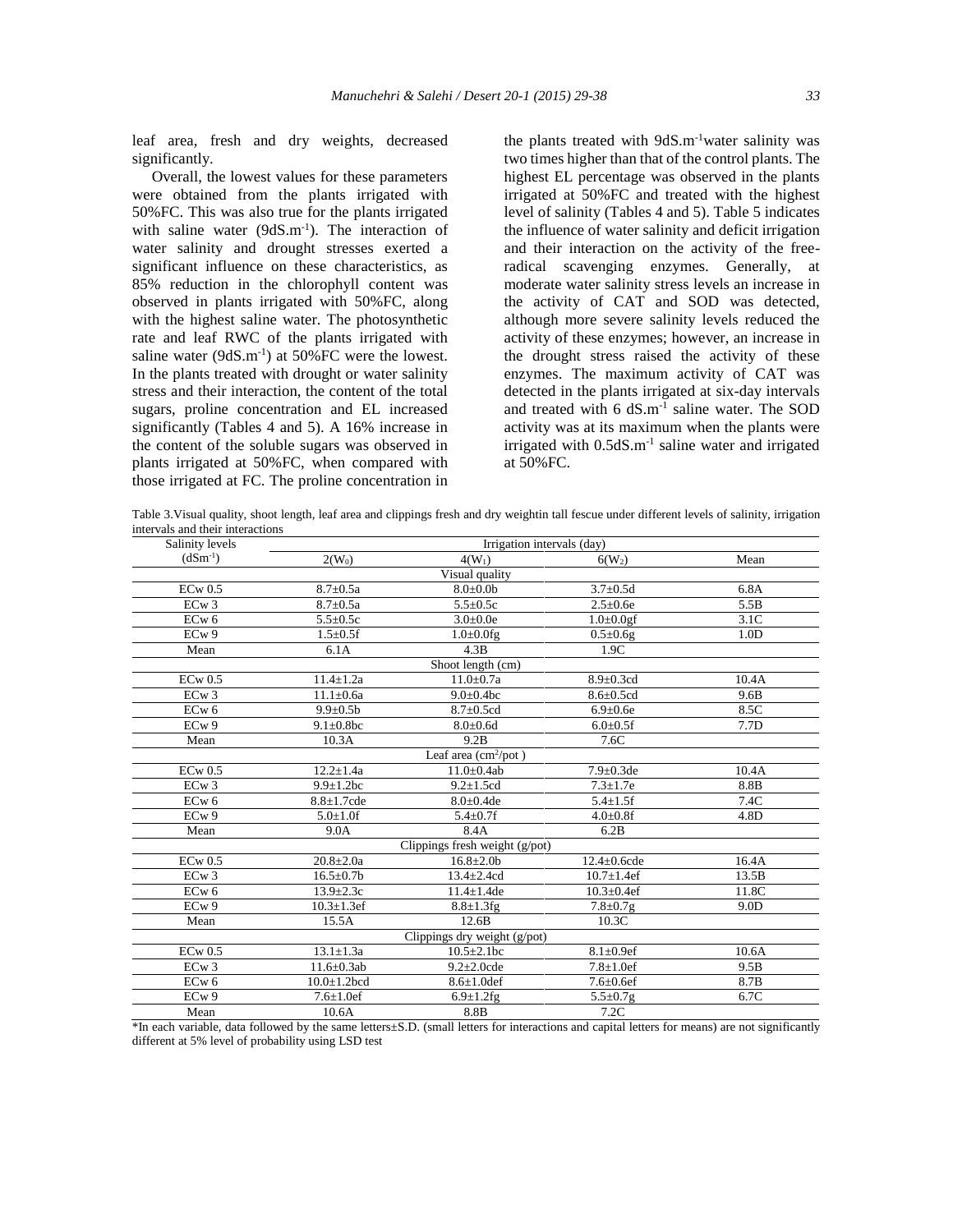leaf area, fresh and dry weights, decreased significantly.

Overall, the lowest values for these parameters were obtained from the plants irrigated with 50%FC. This was also true for the plants irrigated with saline water (9dS.m$^{-1}$). The interaction of water salinity and drought stresses exerted a significant influence on these characteristics, as 85% reduction in the chlorophyll content was observed in plants irrigated with 50%FC, along with the highest saline water. The photosynthetic rate and leaf RWC of the plants irrigated with saline water (9dS.m$^{-1}$) at 50%FC were the lowest. In the plants treated with drought or water salinity stress and their interaction, the content of the total sugars, proline concentration and EL increased significantly (Tables 4 and 5). A 16% increase in the content of the soluble sugars was observed in plants irrigated at 50%FC, when compared with those irrigated at FC. The proline concentration in the plants treated with 9dS.m$^{-1}$water salinity was two times higher than that of the control plants. The highest EL percentage was observed in the plants irrigated at 50%FC and treated with the highest level of salinity (Tables 4 and 5). Table 5 indicates the influence of water salinity and deficit irrigation and their interaction on the activity of the free-radical scavenging enzymes. Generally, at moderate water salinity stress levels an increase in the activity of CAT and SOD was detected, although more severe salinity levels reduced the activity of these enzymes; however, an increase in the drought stress raised the activity of these enzymes. The maximum activity of CAT was detected in the plants irrigated at six-day intervals and treated with 6 dS.m$^{-1}$ saline water. The SOD activity was at its maximum when the plants were irrigated with 0.5dS.m$^{-1}$ saline water and irrigated at 50%FC.

Table 3.Visual quality, shoot length, leaf area and clippings fresh and dry weightin tall fescue under different levels of salinity, irrigation intervals and their interactions

| Salinity levels | Irrigation intervals (day) | | | |
|---|---|---|---|---|
| (dSm$^{-1}$) | 2($W_0$) | 4($W_1$) | 6($W_2$) | Mean |
| | | Visual quality | | |
| ECw 0.5 | 8.7±0.5a | 8.0±0.0b | 3.7±0.5d | 6.8A |
| ECw 3 | 8.7±0.5a | 5.5±0.5c | 2.5±0.6e | 5.5B |
| ECw 6 | 5.5±0.5c | 3.0±0.0e | 1.0±0.0gf | 3.1C |
| ECw 9 | 1.5±0.5f | 1.0±0.0fg | 0.5±0.6g | 1.0D |
| Mean | 6.1A | 4.3B | 1.9C | |
| | | Shoot length (cm) | | |
| ECw 0.5 | 11.4±1.2a | 11.0±0.7a | 8.9±0.3cd | 10.4A |
| ECw 3 | 11.1±0.6a | 9.0±0.4bc | 8.6±0.5cd | 9.6B |
| ECw 6 | 9.9±0.5b | 8.7±0.5cd | 6.9±0.6e | 8.5C |
| ECw 9 | 9.1±0.8bc | 8.0±0.6d | 6.0±0.5f | 7.7D |
| Mean | 10.3A | 9.2B | 7.6C | |
| | | Leaf area (cm$^2$/pot ) | | |
| ECw 0.5 | 12.2±1.4a | 11.0±0.4ab | 7.9±0.3de | 10.4A |
| ECw 3 | 9.9±1.2bc | 9.2±1.5cd | 7.3±1.7e | 8.8B |
| ECw 6 | 8.8±1.7cde | 8.0±0.4de | 5.4±1.5f | 7.4C |
| ECw 9 | 5.0±1.0f | 5.4±0.7f | 4.0±0.8f | 4.8D |
| Mean | 9.0A | 8.4A | 6.2B | |
| | | Clippings fresh weight (g/pot) | | |
| ECw 0.5 | 20.8±2.0a | 16.8±2.0b | 12.4±0.6cde | 16.4A |
| ECw 3 | 16.5±0.7b | 13.4±2.4cd | 10.7±1.4ef | 13.5B |
| ECw 6 | 13.9±2.3c | 11.4±1.4de | 10.3±0.4ef | 11.8C |
| ECw 9 | 10.3±1.3ef | 8.8±1.3fg | 7.8±0.7g | 9.0D |
| Mean | 15.5A | 12.6B | 10.3C | |
| | | Clippings dry weight (g/pot) | | |
| ECw 0.5 | 13.1±1.3a | 10.5±2.1bc | 8.1±0.9ef | 10.6A |
| ECw 3 | 11.6±0.3ab | 9.2±2.0cde | 7.8±1.0ef | 9.5B |
| ECw 6 | 10.0±1.2bcd | 8.6±1.0def | 7.6±0.6ef | 8.7B |
| ECw 9 | 7.6±1.0ef | 6.9±1.2fg | 5.5±0.7g | 6.7C |
| Mean | 10.6A | 8.8B | 7.2C | |

*In each variable, data followed by the same letters±S.D. (small letters for interactions and capital letters for means) are not significantly different at 5% level of probability using LSD test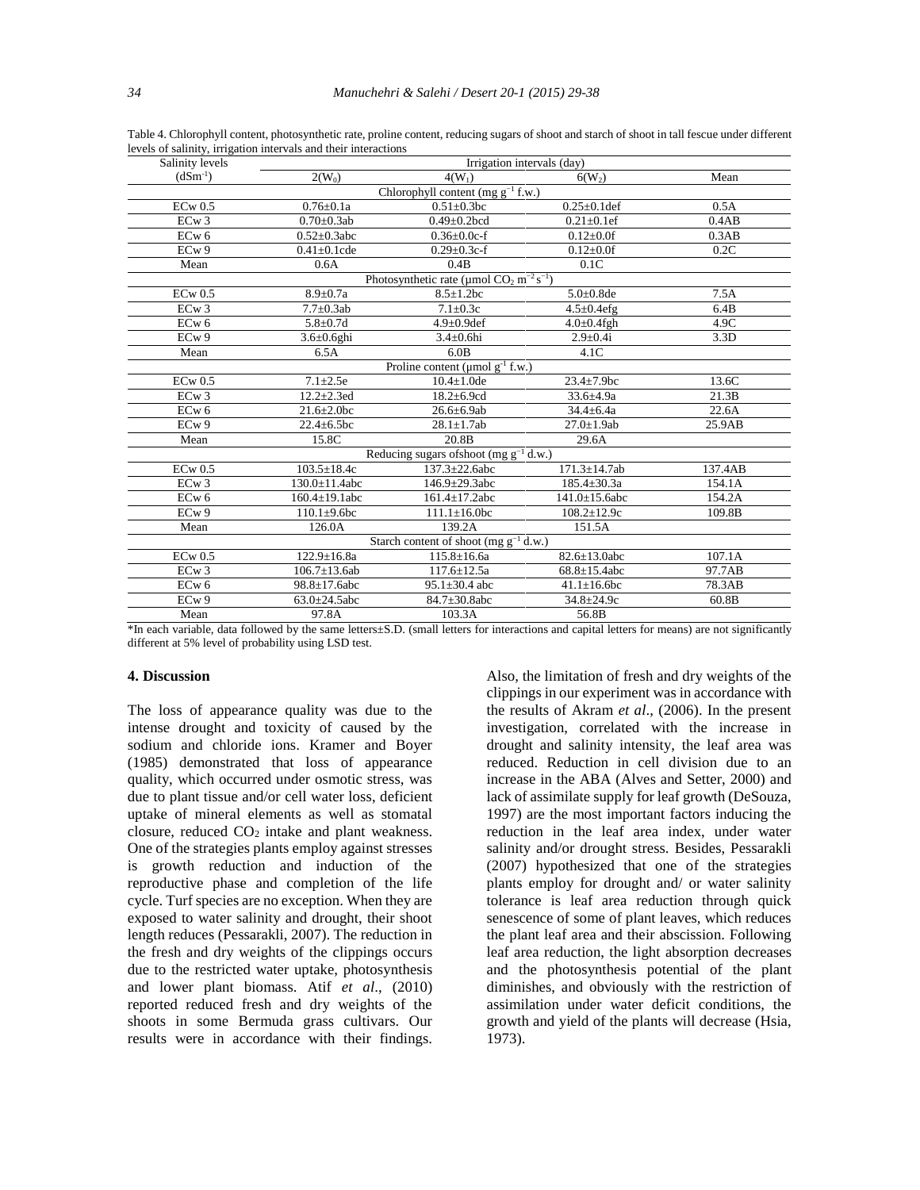Table 4. Chlorophyll content, photosynthetic rate, proline content, reducing sugars of shoot and starch of shoot in tall fescue under different levels of salinity, irrigation intervals and their interactions

| Salinity levels ($dSm^{-1}$) | Irrigation intervals (day) | | | |
|---|---|---|---|---|
| | 2($W_0$) | 4($W_1$) | 6($W_2$) | Mean |
| | Chlorophyll content (mg $g^{-1}$ f.w.) | | | |
| ECw 0.5 | 0.76±0.1a | 0.51±0.3bc | 0.25±0.1def | 0.5A |
| ECw 3 | 0.70±0.3ab | 0.49±0.2bcd | 0.21±0.1ef | 0.4AB |
| ECw 6 | 0.52±0.3abc | 0.36±0.0c-f | 0.12±0.0f | 0.3AB |
| ECw 9 | 0.41±0.1cde | 0.29±0.3c-f | 0.12±0.0f | 0.2C |
| Mean | 0.6A | 0.4B | 0.1C | |
| | Photosynthetic rate (µmol $CO_2$ $m^{-2}$ $s^{-1}$) | | | |
| ECw 0.5 | 8.9±0.7a | 8.5±1.2bc | 5.0±0.8de | 7.5A |
| ECw 3 | 7.7±0.3ab | 7.1±0.3c | 4.5±0.4efg | 6.4B |
| ECw 6 | 5.8±0.7d | 4.9±0.9def | 4.0±0.4fgh | 4.9C |
| ECw 9 | 3.6±0.6ghi | 3.4±0.6hi | 2.9±0.4i | 3.3D |
| Mean | 6.5A | 6.0B | 4.1C | |
| | Proline content (µmol $g^{-1}$ f.w.) | | | |
| ECw 0.5 | 7.1±2.5e | 10.4±1.0de | 23.4±7.9bc | 13.6C |
| ECw 3 | 12.2±2.3ed | 18.2±6.9cd | 33.6±4.9a | 21.3B |
| ECw 6 | 21.6±2.0bc | 26.6±6.9ab | 34.4±6.4a | 22.6A |
| ECw 9 | 22.4±6.5bc | 28.1±1.7ab | 27.0±1.9ab | 25.9AB |
| Mean | 15.8C | 20.8B | 29.6A | |
| | Reducing sugars ofshoot (mg $g^{-1}$ d.w.) | | | |
| ECw 0.5 | 103.5±18.4c | 137.3±22.6abc | 171.3±14.7ab | 137.4AB |
| ECw 3 | 130.0±11.4abc | 146.9±29.3abc | 185.4±30.3a | 154.1A |
| ECw 6 | 160.4±19.1abc | 161.4±17.2abc | 141.0±15.6abc | 154.2A |
| ECw 9 | 110.1±9.6bc | 111.1±16.0bc | 108.2±12.9c | 109.8B |
| Mean | 126.0A | 139.2A | 151.5A | |
| | Starch content of shoot (mg $g^{-1}$ d.w.) | | | |
| ECw 0.5 | 122.9±16.8a | 115.8±16.6a | 82.6±13.0abc | 107.1A |
| ECw 3 | 106.7±13.6ab | 117.6±12.5a | 68.8±15.4abc | 97.7AB |
| ECw 6 | 98.8±17.6abc | 95.1±30.4 abc | 41.1±16.6bc | 78.3AB |
| ECw 9 | 63.0±24.5abc | 84.7±30.8abc | 34.8±24.9c | 60.8B |
| Mean | 97.8A | 103.3A | 56.8B | |

*In each variable, data followed by the same letters±S.D. (small letters for interactions and capital letters for means) are not significantly different at 5% level of probability using LSD test.

## 4. Discussion

The loss of appearance quality was due to the intense drought and toxicity of caused by the sodium and chloride ions. Kramer and Boyer (1985) demonstrated that loss of appearance quality, which occurred under osmotic stress, was due to plant tissue and/or cell water loss, deficient uptake of mineral elements as well as stomatal closure, reduced $CO_2$ intake and plant weakness. One of the strategies plants employ against stresses is growth reduction and induction of the reproductive phase and completion of the life cycle. Turf species are no exception. When they are exposed to water salinity and drought, their shoot length reduces (Pessarakli, 2007). The reduction in the fresh and dry weights of the clippings occurs due to the restricted water uptake, photosynthesis and lower plant biomass. Atif *et al*., (2010) reported reduced fresh and dry weights of the shoots in some Bermuda grass cultivars. Our results were in accordance with their findings. Also, the limitation of fresh and dry weights of the clippings in our experiment was in accordance with the results of Akram *et al*., (2006). In the present investigation, correlated with the increase in drought and salinity intensity, the leaf area was reduced. Reduction in cell division due to an increase in the ABA (Alves and Setter, 2000) and lack of assimilate supply for leaf growth (DeSouza, 1997) are the most important factors inducing the reduction in the leaf area index, under water salinity and/or drought stress. Besides, Pessarakli (2007) hypothesized that one of the strategies plants employ for drought and/ or water salinity tolerance is leaf area reduction through quick senescence of some of plant leaves, which reduces the plant leaf area and their abscission. Following leaf area reduction, the light absorption decreases and the photosynthesis potential of the plant diminishes, and obviously with the restriction of assimilation under water deficit conditions, the growth and yield of the plants will decrease (Hsia, 1973).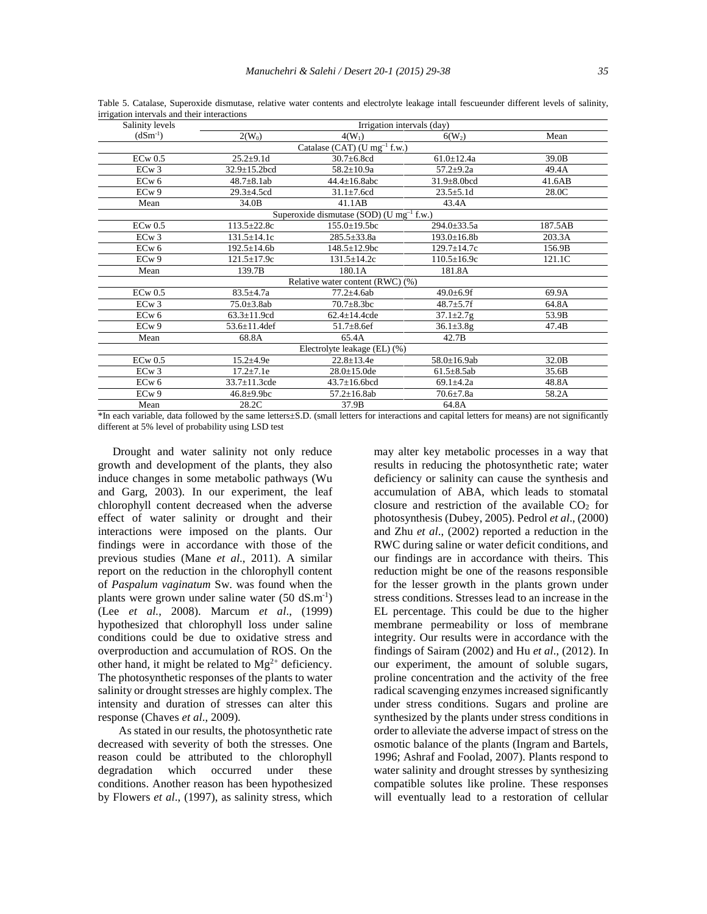Table 5. Catalase, Superoxide dismutase, relative water contents and electrolyte leakage intall fescueunder different levels of salinity, irrigation intervals and their interactions

| Salinity levels ($dSm^{-1}$) | Irrigation intervals (day) | | | |
|---|---|---|---|---|
| | 2($W_0$) | 4($W_1$) | 6($W_2$) | Mean |
| Catalase (CAT) (U $mg^{-1}$ f.w.) | | | | |
| ECw 0.5 | 25.2±9.1d | 30.7±6.8cd | 61.0±12.4a | 39.0B |
| ECw 3 | 32.9±15.2bcd | 58.2±10.9a | 57.2±9.2a | 49.4A |
| ECw 6 | 48.7±8.1ab | 44.4±16.8abc | 31.9±8.0bcd | 41.6AB |
| ECw 9 | 29.3±4.5cd | 31.1±7.6cd | 23.5±5.1d | 28.0C |
| Mean | 34.0B | 41.1AB | 43.4A | |
| Superoxide dismutase (SOD) (U $mg^{-1}$ f.w.) | | | | |
| ECw 0.5 | 113.5±22.8c | 155.0±19.5bc | 294.0±33.5a | 187.5AB |
| ECw 3 | 131.5±14.1c | 285.5±33.8a | 193.0±16.8b | 203.3A |
| ECw 6 | 192.5±14.6b | 148.5±12.9bc | 129.7±14.7c | 156.9B |
| ECw 9 | 121.5±17.9c | 131.5±14.2c | 110.5±16.9c | 121.1C |
| Mean | 139.7B | 180.1A | 181.8A | |
| Relative water content (RWC) (%) | | | | |
| ECw 0.5 | 83.5±4.7a | 77.2±4.6ab | 49.0±6.9f | 69.9A |
| ECw 3 | 75.0±3.8ab | 70.7±8.3bc | 48.7±5.7f | 64.8A |
| ECw 6 | 63.3±11.9cd | 62.4±14.4cde | 37.1±2.7g | 53.9B |
| ECw 9 | 53.6±11.4def | 51.7±8.6ef | 36.1±3.8g | 47.4B |
| Mean | 68.8A | 65.4A | 42.7B | |
| Electrolyte leakage (EL) (%) | | | | |
| ECw 0.5 | 15.2±4.9e | 22.8±13.4e | 58.0±16.9ab | 32.0B |
| ECw 3 | 17.2±7.1e | 28.0±15.0de | 61.5±8.5ab | 35.6B |
| ECw 6 | 33.7±11.3cde | 43.7±16.6bcd | 69.1±4.2a | 48.8A |
| ECw 9 | 46.8±9.9bc | 57.2±16.8ab | 70.6±7.8a | 58.2A |
| Mean | 28.2C | 37.9B | 64.8A | |

*In each variable, data followed by the same letters±S.D. (small letters for interactions and capital letters for means) are not significantly different at 5% level of probability using LSD test

Drought and water salinity not only reduce growth and development of the plants, they also induce changes in some metabolic pathways (Wu and Garg, 2003). In our experiment, the leaf chlorophyll content decreased when the adverse effect of water salinity or drought and their interactions were imposed on the plants. Our findings were in accordance with those of the previous studies (Mane *et al*., 2011). A similar report on the reduction in the chlorophyll content of *Paspalum vaginatum* Sw. was found when the plants were grown under saline water (50 $dS.m^{-1}$) (Lee *et al.*, 2008). Marcum *et al*., (1999) hypothesized that chlorophyll loss under saline conditions could be due to oxidative stress and overproduction and accumulation of ROS. On the other hand, it might be related to $Mg^{2+}$ deficiency. The photosynthetic responses of the plants to water salinity or drought stresses are highly complex. The intensity and duration of stresses can alter this response (Chaves *et al*., 2009).

As stated in our results, the photosynthetic rate decreased with severity of both the stresses. One reason could be attributed to the chlorophyll degradation which occurred under these conditions. Another reason has been hypothesized by Flowers *et al*., (1997), as salinity stress, which may alter key metabolic processes in a way that results in reducing the photosynthetic rate; water deficiency or salinity can cause the synthesis and accumulation of ABA, which leads to stomatal closure and restriction of the available $CO_2$ for photosynthesis (Dubey, 2005). Pedrol *et al*., (2000) and Zhu *et al*., (2002) reported a reduction in the RWC during saline or water deficit conditions, and our findings are in accordance with theirs. This reduction might be one of the reasons responsible for the lesser growth in the plants grown under stress conditions. Stresses lead to an increase in the EL percentage. This could be due to the higher membrane permeability or loss of membrane integrity. Our results were in accordance with the findings of Sairam (2002) and Hu *et al*., (2012). In our experiment, the amount of soluble sugars, proline concentration and the activity of the free radical scavenging enzymes increased significantly under stress conditions. Sugars and proline are synthesized by the plants under stress conditions in order to alleviate the adverse impact of stress on the osmotic balance of the plants (Ingram and Bartels, 1996; Ashraf and Foolad, 2007). Plants respond to water salinity and drought stresses by synthesizing compatible solutes like proline. These responses will eventually lead to a restoration of cellular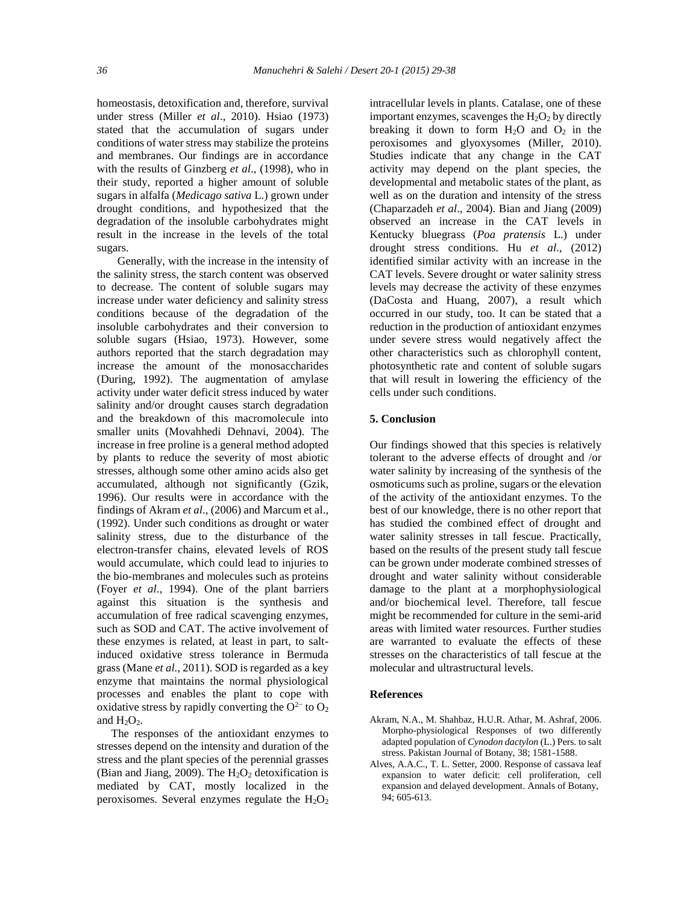homeostasis, detoxification and, therefore, survival under stress (Miller *et al*., 2010). Hsiao (1973) stated that the accumulation of sugars under conditions of water stress may stabilize the proteins and membranes. Our findings are in accordance with the results of Ginzberg *et al*., (1998), who in their study, reported a higher amount of soluble sugars in alfalfa (*Medicago sativa* L.) grown under drought conditions, and hypothesized that the degradation of the insoluble carbohydrates might result in the increase in the levels of the total sugars.

Generally, with the increase in the intensity of the salinity stress, the starch content was observed to decrease. The content of soluble sugars may increase under water deficiency and salinity stress conditions because of the degradation of the insoluble carbohydrates and their conversion to soluble sugars (Hsiao, 1973). However, some authors reported that the starch degradation may increase the amount of the monosaccharides (During, 1992). The augmentation of amylase activity under water deficit stress induced by water salinity and/or drought causes starch degradation and the breakdown of this macromolecule into smaller units (Movahhedi Dehnavi, 2004). The increase in free proline is a general method adopted by plants to reduce the severity of most abiotic stresses, although some other amino acids also get accumulated, although not significantly (Gzik, 1996). Our results were in accordance with the findings of Akram *et al*., (2006) and Marcum et al., (1992). Under such conditions as drought or water salinity stress, due to the disturbance of the electron-transfer chains, elevated levels of ROS would accumulate, which could lead to injuries to the bio-membranes and molecules such as proteins (Foyer *et al*., 1994). One of the plant barriers against this situation is the synthesis and accumulation of free radical scavenging enzymes, such as SOD and CAT. The active involvement of these enzymes is related, at least in part, to salt-induced oxidative stress tolerance in Bermuda grass (Mane *et al.*, 2011). SOD is regarded as a key enzyme that maintains the normal physiological processes and enables the plant to cope with oxidative stress by rapidly converting the $O^{2-}$ to $O_2$ and $H_2O_2$.

The responses of the antioxidant enzymes to stresses depend on the intensity and duration of the stress and the plant species of the perennial grasses (Bian and Jiang, 2009). The $H_2O_2$ detoxification is mediated by CAT, mostly localized in the peroxisomes. Several enzymes regulate the $H_2O_2$ intracellular levels in plants. Catalase, one of these important enzymes, scavenges the $H_2O_2$ by directly breaking it down to form $H_2O$ and $O_2$ in the peroxisomes and glyoxysomes (Miller, 2010). Studies indicate that any change in the CAT activity may depend on the plant species, the developmental and metabolic states of the plant, as well as on the duration and intensity of the stress (Chaparzadeh *et al*., 2004). Bian and Jiang (2009) observed an increase in the CAT levels in Kentucky bluegrass (*Poa pratensis* L.) under drought stress conditions. Hu *et al*., (2012) identified similar activity with an increase in the CAT levels. Severe drought or water salinity stress levels may decrease the activity of these enzymes (DaCosta and Huang, 2007), a result which occurred in our study, too. It can be stated that a reduction in the production of antioxidant enzymes under severe stress would negatively affect the other characteristics such as chlorophyll content, photosynthetic rate and content of soluble sugars that will result in lowering the efficiency of the cells under such conditions.

## 5. Conclusion

Our findings showed that this species is relatively tolerant to the adverse effects of drought and /or water salinity by increasing of the synthesis of the osmoticums such as proline, sugars or the elevation of the activity of the antioxidant enzymes. To the best of our knowledge, there is no other report that has studied the combined effect of drought and water salinity stresses in tall fescue. Practically, based on the results of the present study tall fescue can be grown under moderate combined stresses of drought and water salinity without considerable damage to the plant at a morphophysiological and/or biochemical level. Therefore, tall fescue might be recommended for culture in the semi-arid areas with limited water resources. Further studies are warranted to evaluate the effects of these stresses on the characteristics of tall fescue at the molecular and ultrastructural levels.

## References

Akram, N.A., M. Shahbaz, H.U.R. Athar, M. Ashraf, 2006. Morpho-physiological Responses of two differently adapted population of *Cynodon dactylon* (L.) Pers. to salt stress. Pakistan Journal of Botany, 38; 1581-1588.

Alves, A.A.C., T. L. Setter, 2000. Response of cassava leaf expansion to water deficit: cell proliferation, cell expansion and delayed development. Annals of Botany, 94; 605-613.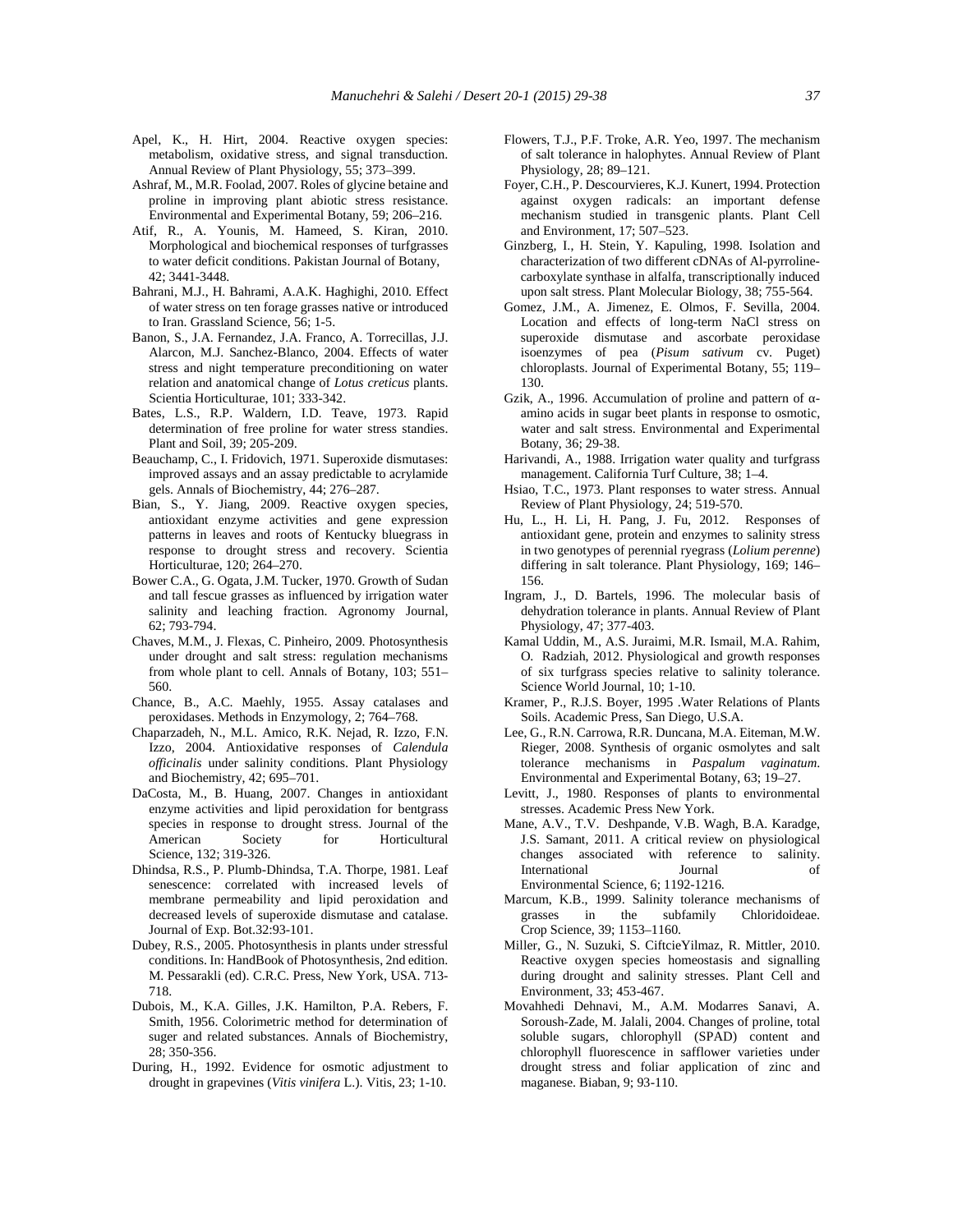Apel, K., H. Hirt, 2004. Reactive oxygen species: metabolism, oxidative stress, and signal transduction. Annual Review of Plant Physiology, 55; 373–399.

Ashraf, M., M.R. Foolad, 2007. Roles of glycine betaine and proline in improving plant abiotic stress resistance. Environmental and Experimental Botany, 59; 206–216.

Atif, R., A. Younis, M. Hameed, S. Kiran, 2010. Morphological and biochemical responses of turfgrasses to water deficit conditions. Pakistan Journal of Botany, 42; 3441-3448.

Bahrani, M.J., H. Bahrami, A.A.K. Haghighi, 2010. Effect of water stress on ten forage grasses native or introduced to Iran. Grassland Science, 56; 1-5.

Banon, S., J.A. Fernandez, J.A. Franco, A. Torrecillas, J.J. Alarcon, M.J. Sanchez-Blanco, 2004. Effects of water stress and night temperature preconditioning on water relation and anatomical change of *Lotus creticus* plants. Scientia Horticulturae, 101; 333-342.

Bates, L.S., R.P. Waldern, I.D. Teave, 1973. Rapid determination of free proline for water stress standies. Plant and Soil, 39; 205-209.

Beauchamp, C., I. Fridovich, 1971. Superoxide dismutases: improved assays and an assay predictable to acrylamide gels. Annals of Biochemistry, 44; 276–287.

Bian, S., Y. Jiang, 2009. Reactive oxygen species, antioxidant enzyme activities and gene expression patterns in leaves and roots of Kentucky bluegrass in response to drought stress and recovery. Scientia Horticulturae, 120; 264–270.

Bower C.A., G. Ogata, J.M. Tucker, 1970. Growth of Sudan and tall fescue grasses as influenced by irrigation water salinity and leaching fraction. Agronomy Journal, 62; 793-794.

Chaves, M.M., J. Flexas, C. Pinheiro, 2009. Photosynthesis under drought and salt stress: regulation mechanisms from whole plant to cell. Annals of Botany, 103; 551–560.

Chance, B., A.C. Maehly, 1955. Assay catalases and peroxidases. Methods in Enzymology, 2; 764–768.

Chaparzadeh, N., M.L. Amico, R.K. Nejad, R. Izzo, F.N. Izzo, 2004. Antioxidative responses of *Calendula officinalis* under salinity conditions. Plant Physiology and Biochemistry, 42; 695–701.

DaCosta, M., B. Huang, 2007. Changes in antioxidant enzyme activities and lipid peroxidation for bentgrass species in response to drought stress. Journal of the American Society for Horticultural Science, 132; 319-326.

Dhindsa, R.S., P. Plumb-Dhindsa, T.A. Thorpe, 1981. Leaf senescence: correlated with increased levels of membrane permeability and lipid peroxidation and decreased levels of superoxide dismutase and catalase. Journal of Exp. Bot.32:93-101.

Dubey, R.S., 2005. Photosynthesis in plants under stressful conditions. In: HandBook of Photosynthesis, 2nd edition. M. Pessarakli (ed). C.R.C. Press, New York, USA. 713-718.

Dubois, M., K.A. Gilles, J.K. Hamilton, P.A. Rebers, F. Smith, 1956. Colorimetric method for determination of suger and related substances. Annals of Biochemistry, 28; 350-356.

During, H., 1992. Evidence for osmotic adjustment to drought in grapevines (*Vitis vinifera* L.). Vitis, 23; 1-10.

Flowers, T.J., P.F. Troke, A.R. Yeo, 1997. The mechanism of salt tolerance in halophytes. Annual Review of Plant Physiology, 28; 89–121.

Foyer, C.H., P. Descourvieres, K.J. Kunert, 1994. Protection against oxygen radicals: an important defense mechanism studied in transgenic plants. Plant Cell and Environment, 17; 507–523.

Ginzberg, I., H. Stein, Y. Kapuling, 1998. Isolation and characterization of two different cDNAs of Al-pyrroline-carboxylate synthase in alfalfa, transcriptionally induced upon salt stress. Plant Molecular Biology, 38; 755-564.

Gomez, J.M., A. Jimenez, E. Olmos, F. Sevilla, 2004. Location and effects of long-term NaCl stress on superoxide dismutase and ascorbate peroxidase isoenzymes of pea (*Pisum sativum* cv. Puget) chloroplasts. Journal of Experimental Botany, 55; 119–130.

Gzik, A., 1996. Accumulation of proline and pattern of α-amino acids in sugar beet plants in response to osmotic, water and salt stress. Environmental and Experimental Botany, 36; 29-38.

Harivandi, A., 1988. Irrigation water quality and turfgrass management. California Turf Culture, 38; 1–4.

Hsiao, T.C., 1973. Plant responses to water stress. Annual Review of Plant Physiology, 24; 519-570.

Hu, L., H. Li, H. Pang, J. Fu, 2012. Responses of antioxidant gene, protein and enzymes to salinity stress in two genotypes of perennial ryegrass (*Lolium perenne*) differing in salt tolerance. Plant Physiology, 169; 146–156.

Ingram, J., D. Bartels, 1996. The molecular basis of dehydration tolerance in plants. Annual Review of Plant Physiology, 47; 377-403.

Kamal Uddin, M., A.S. Juraimi, M.R. Ismail, M.A. Rahim, O. Radziah, 2012. Physiological and growth responses of six turfgrass species relative to salinity tolerance. Science World Journal, 10; 1-10.

Kramer, P., R.J.S. Boyer, 1995 .Water Relations of Plants Soils. Academic Press, San Diego, U.S.A.

Lee, G., R.N. Carrowa, R.R. Duncana, M.A. Eiteman, M.W. Rieger, 2008. Synthesis of organic osmolytes and salt tolerance mechanisms in *Paspalum vaginatum*. Environmental and Experimental Botany, 63; 19–27.

Levitt, J., 1980. Responses of plants to environmental stresses. Academic Press New York.

Mane, A.V., T.V. Deshpande, V.B. Wagh, B.A. Karadge, J.S. Samant, 2011. A critical review on physiological changes associated with reference to salinity. International Journal of Environmental Science, 6; 1192-1216.

Marcum, K.B., 1999. Salinity tolerance mechanisms of grasses in the subfamily Chloridoideae. Crop Science, 39; 1153–1160.

Miller, G., N. Suzuki, S. CiftcieYilmaz, R. Mittler, 2010. Reactive oxygen species homeostasis and signalling during drought and salinity stresses. Plant Cell and Environment, 33; 453-467.

Movahhedi Dehnavi, M., A.M. Modarres Sanavi, A. Soroush-Zade, M. Jalali, 2004. Changes of proline, total soluble sugars, chlorophyll (SPAD) content and chlorophyll fluorescence in safflower varieties under drought stress and foliar application of zinc and maganese. Biaban, 9; 93-110.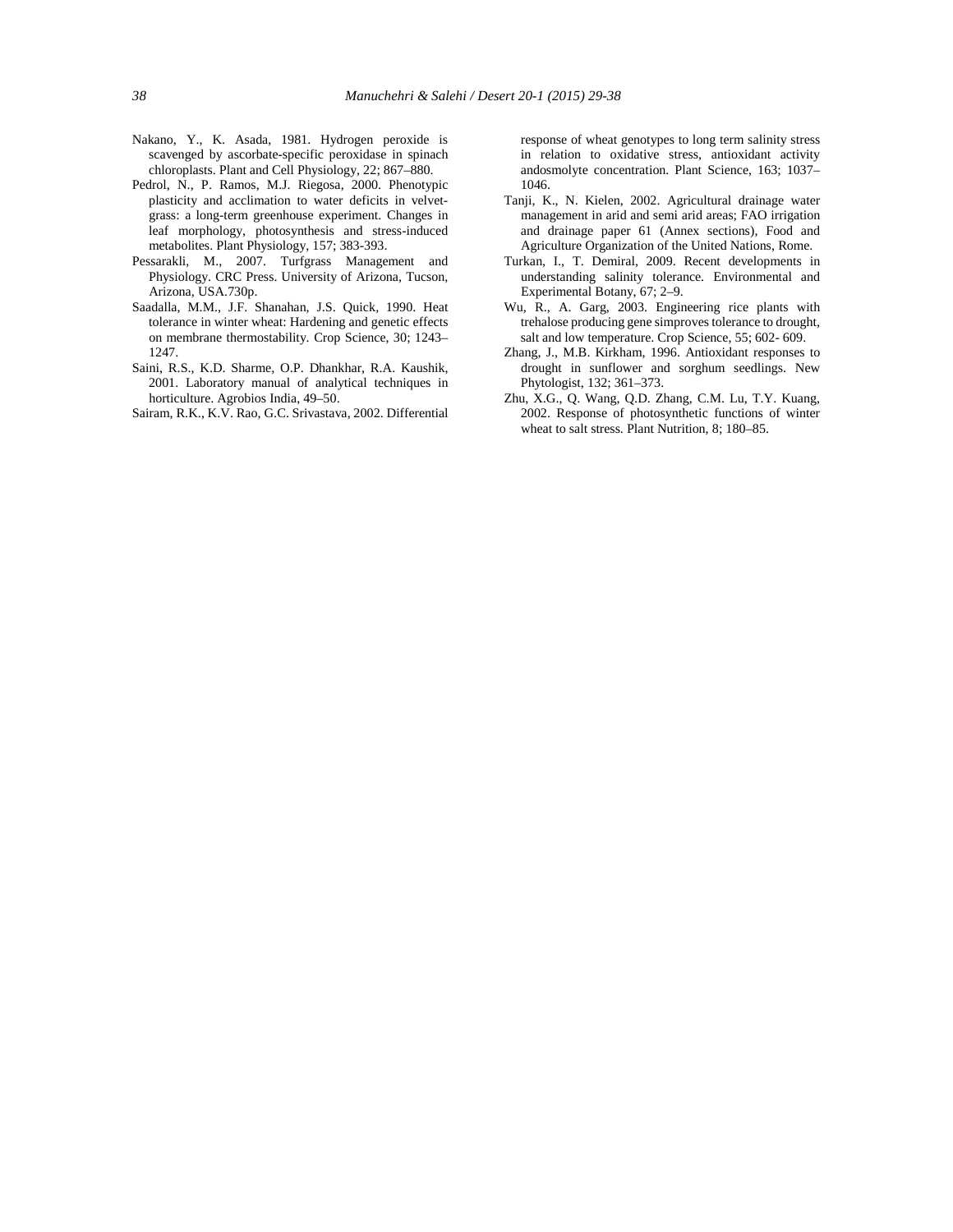Nakano, Y., K. Asada, 1981. Hydrogen peroxide is scavenged by ascorbate-specific peroxidase in spinach chloroplasts. Plant and Cell Physiology, 22; 867–880.

Pedrol, N., P. Ramos, M.J. Riegosa, 2000. Phenotypic plasticity and acclimation to water deficits in velvet-grass: a long-term greenhouse experiment. Changes in leaf morphology, photosynthesis and stress-induced metabolites. Plant Physiology, 157; 383-393.

Pessarakli, M., 2007. Turfgrass Management and Physiology. CRC Press. University of Arizona, Tucson, Arizona, USA.730p.

Saadalla, M.M., J.F. Shanahan, J.S. Quick, 1990. Heat tolerance in winter wheat: Hardening and genetic effects on membrane thermostability. Crop Science, 30; 1243–1247.

Saini, R.S., K.D. Sharme, O.P. Dhankhar, R.A. Kaushik, 2001. Laboratory manual of analytical techniques in horticulture. Agrobios India, 49–50.

Sairam, R.K., K.V. Rao, G.C. Srivastava, 2002. Differential response of wheat genotypes to long term salinity stress in relation to oxidative stress, antioxidant activity andosmolyte concentration. Plant Science, 163; 1037–1046.

Tanji, K., N. Kielen, 2002. Agricultural drainage water management in arid and semi arid areas; FAO irrigation and drainage paper 61 (Annex sections), Food and Agriculture Organization of the United Nations, Rome.

Turkan, I., T. Demiral, 2009. Recent developments in understanding salinity tolerance. Environmental and Experimental Botany, 67; 2–9.

Wu, R., A. Garg, 2003. Engineering rice plants with trehalose producing gene simproves tolerance to drought, salt and low temperature. Crop Science, 55; 602- 609.

Zhang, J., M.B. Kirkham, 1996. Antioxidant responses to drought in sunflower and sorghum seedlings. New Phytologist, 132; 361–373.

Zhu, X.G., Q. Wang, Q.D. Zhang, C.M. Lu, T.Y. Kuang, 2002. Response of photosynthetic functions of winter wheat to salt stress. Plant Nutrition, 8; 180–85.